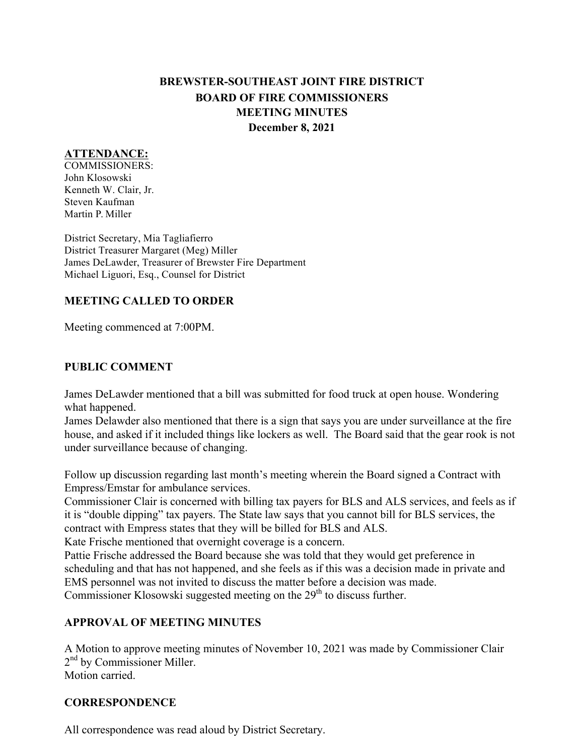# BREWSTER-SOUTHEAST JOINT FIRE DISTRICT
## BOARD OF FIRE COMMISSIONERS
## MEETING MINUTES
## December 8, 2021

**ATTENDANCE:**

COMMISSIONERS:
John Klosowski
Kenneth W. Clair, Jr.
Steven Kaufman
Martin P. Miller

District Secretary, Mia Tagliafierro
District Treasurer Margaret (Meg) Miller
James DeLawder, Treasurer of Brewster Fire Department
Michael Liguori, Esq., Counsel for District

### MEETING CALLED TO ORDER

Meeting commenced at 7:00PM.

### PUBLIC COMMENT

James DeLawder mentioned that a bill was submitted for food truck at open house. Wondering what happened.
James Delawder also mentioned that there is a sign that says you are under surveillance at the fire house, and asked if it included things like lockers as well. The Board said that the gear rook is not under surveillance because of changing.

Follow up discussion regarding last month's meeting wherein the Board signed a Contract with Empress/Emstar for ambulance services.
Commissioner Clair is concerned with billing tax payers for BLS and ALS services, and feels as if it is "double dipping" tax payers. The State law says that you cannot bill for BLS services, the contract with Empress states that they will be billed for BLS and ALS.
Kate Frische mentioned that overnight coverage is a concern.
Pattie Frische addressed the Board because she was told that they would get preference in scheduling and that has not happened, and she feels as if this was a decision made in private and EMS personnel was not invited to discuss the matter before a decision was made.
Commissioner Klosowski suggested meeting on the 29th to discuss further.

### APPROVAL OF MEETING MINUTES

A Motion to approve meeting minutes of November 10, 2021 was made by Commissioner Clair 2nd by Commissioner Miller.
Motion carried.

### CORRESPONDENCE

All correspondence was read aloud by District Secretary.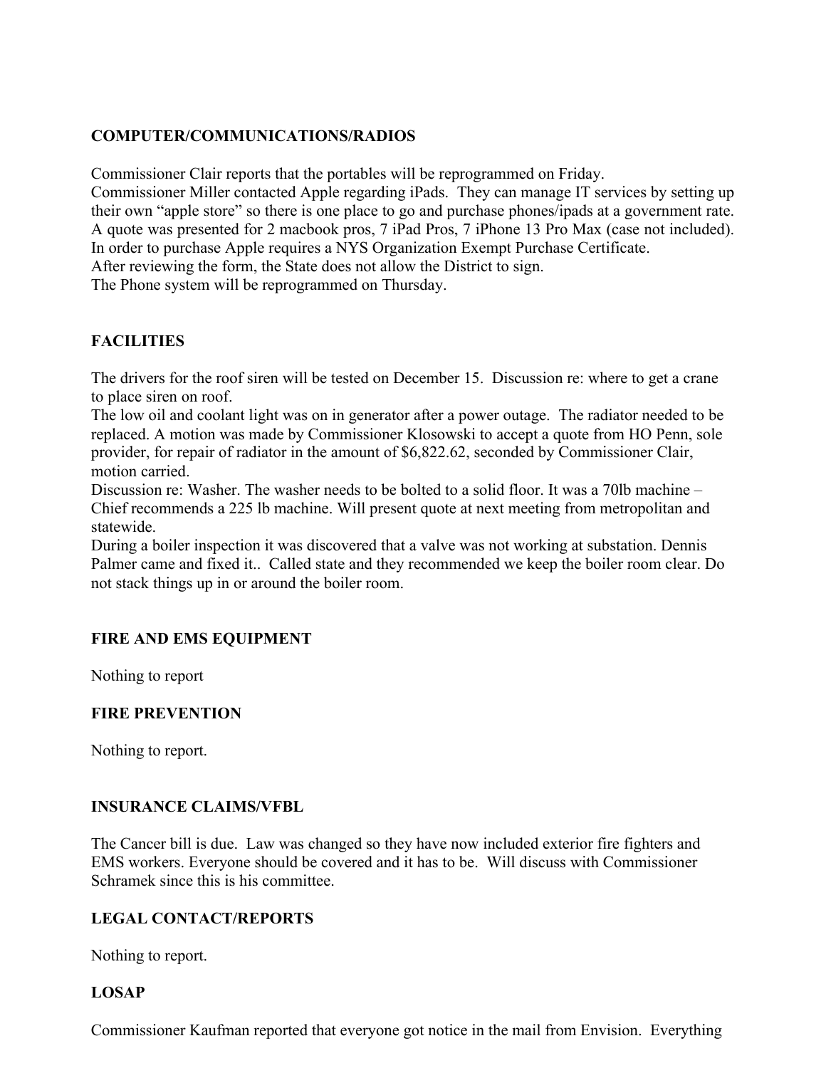## COMPUTER/COMMUNICATIONS/RADIOS

Commissioner Clair reports that the portables will be reprogrammed on Friday.
Commissioner Miller contacted Apple regarding iPads. They can manage IT services by setting up their own "apple store" so there is one place to go and purchase phones/ipads at a government rate. A quote was presented for 2 macbook pros, 7 iPad Pros, 7 iPhone 13 Pro Max (case not included). In order to purchase Apple requires a NYS Organization Exempt Purchase Certificate.
After reviewing the form, the State does not allow the District to sign.
The Phone system will be reprogrammed on Thursday.

## FACILITIES

The drivers for the roof siren will be tested on December 15. Discussion re: where to get a crane to place siren on roof.
The low oil and coolant light was on in generator after a power outage. The radiator needed to be replaced. A motion was made by Commissioner Klosowski to accept a quote from HO Penn, sole provider, for repair of radiator in the amount of $6,822.62, seconded by Commissioner Clair, motion carried.
Discussion re: Washer. The washer needs to be bolted to a solid floor. It was a 70lb machine – Chief recommends a 225 lb machine. Will present quote at next meeting from metropolitan and statewide.
During a boiler inspection it was discovered that a valve was not working at substation. Dennis Palmer came and fixed it.. Called state and they recommended we keep the boiler room clear. Do not stack things up in or around the boiler room.

## FIRE AND EMS EQUIPMENT

Nothing to report

## FIRE PREVENTION

Nothing to report.

## INSURANCE CLAIMS/VFBL

The Cancer bill is due. Law was changed so they have now included exterior fire fighters and EMS workers. Everyone should be covered and it has to be. Will discuss with Commissioner Schramek since this is his committee.

## LEGAL CONTACT/REPORTS

Nothing to report.

## LOSAP

Commissioner Kaufman reported that everyone got notice in the mail from Envision. Everything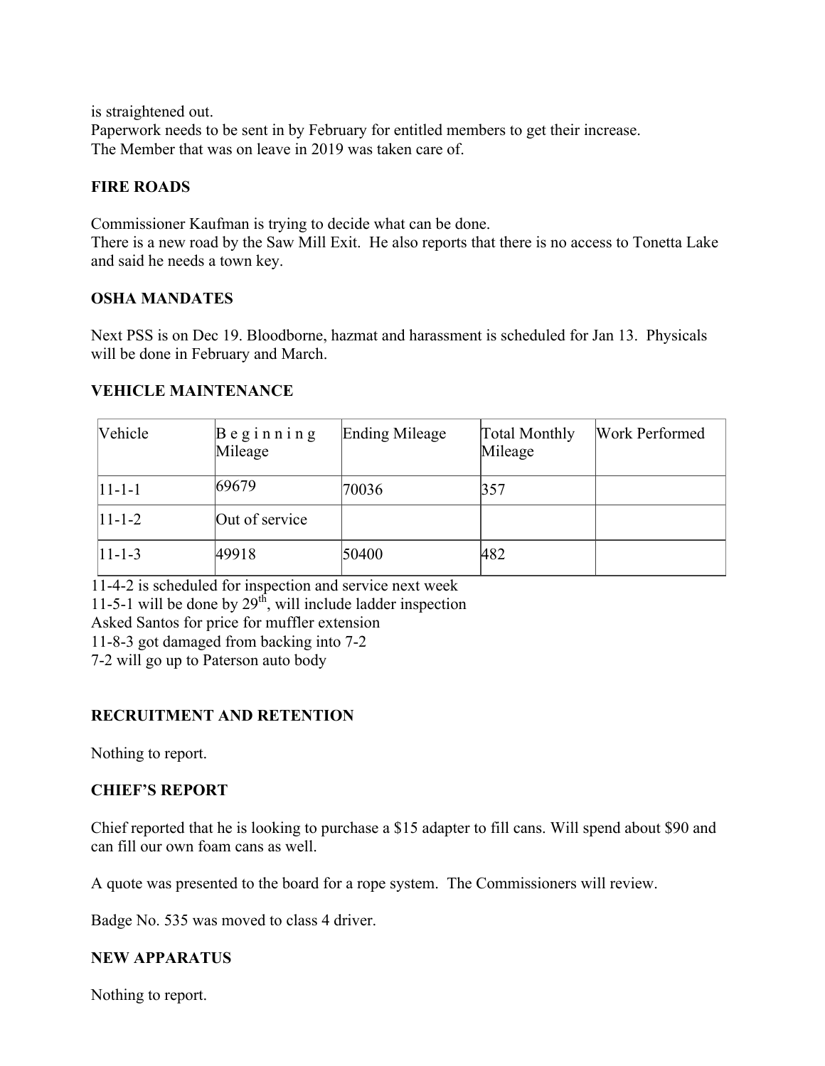is straightened out.
Paperwork needs to be sent in by February for entitled members to get their increase.
The Member that was on leave in 2019 was taken care of.

**FIRE ROADS**

Commissioner Kaufman is trying to decide what can be done.
There is a new road by the Saw Mill Exit. He also reports that there is no access to Tonetta Lake and said he needs a town key.

**OSHA MANDATES**

Next PSS is on Dec 19. Bloodborne, hazmat and harassment is scheduled for Jan 13. Physicals will be done in February and March.

**VEHICLE MAINTENANCE**

| Vehicle | Beginning Mileage | Ending Mileage | Total Monthly Mileage | Work Performed |
|---|---|---|---|---|
| 11-1-1 | 69679 | 70036 | 357 | |
| 11-1-2 | Out of service | | | |
| 11-1-3 | 49918 | 50400 | 482 | |

11-4-2 is scheduled for inspection and service next week
11-5-1 will be done by 29th, will include ladder inspection
Asked Santos for price for muffler extension
11-8-3 got damaged from backing into 7-2
7-2 will go up to Paterson auto body

**RECRUITMENT AND RETENTION**

Nothing to report.

**CHIEF'S REPORT**

Chief reported that he is looking to purchase a $15 adapter to fill cans. Will spend about $90 and can fill our own foam cans as well.

A quote was presented to the board for a rope system. The Commissioners will review.

Badge No. 535 was moved to class 4 driver.

**NEW APPARATUS**

Nothing to report.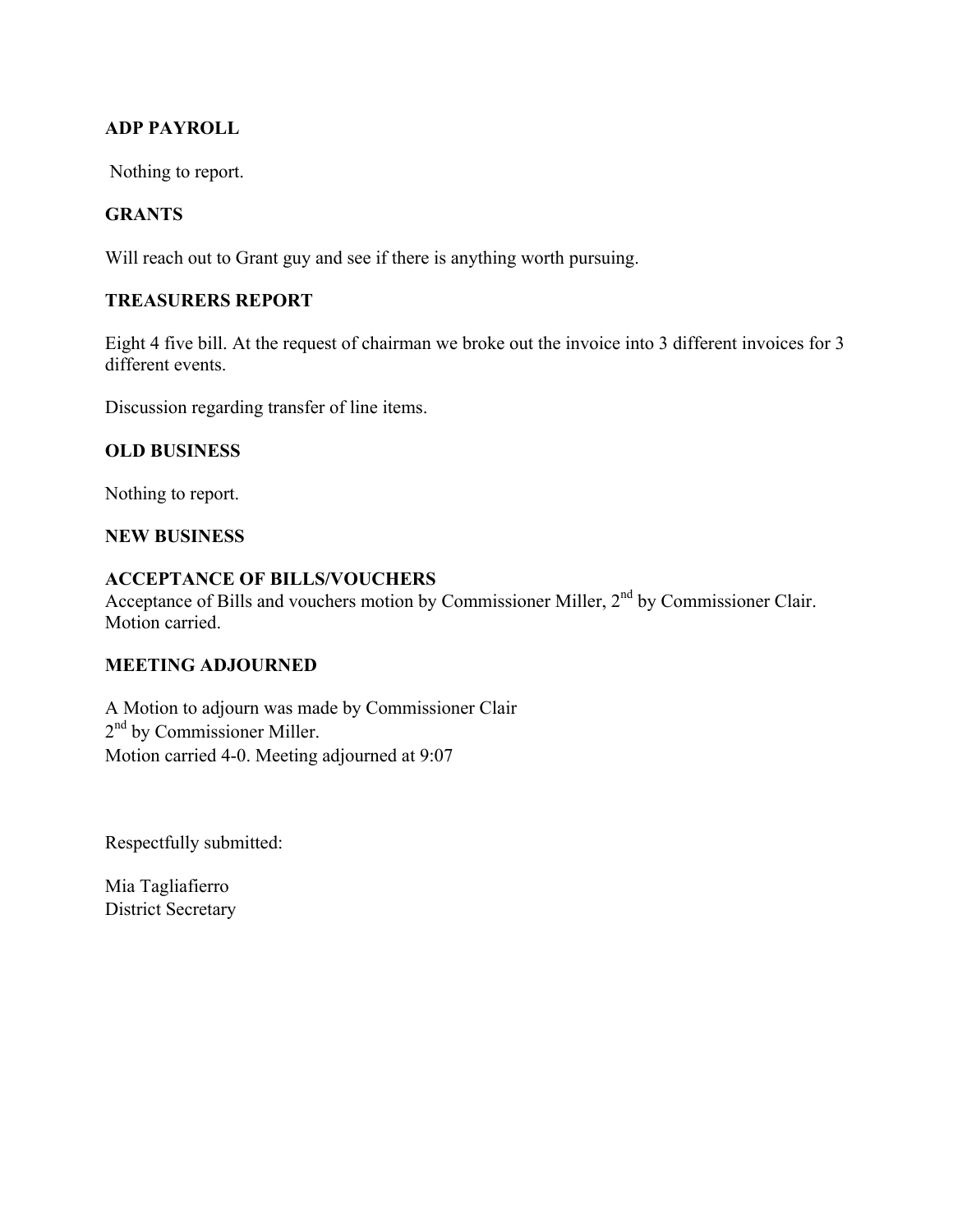**ADP PAYROLL**

Nothing to report.

**GRANTS**

Will reach out to Grant guy and see if there is anything worth pursuing.

**TREASURERS REPORT**

Eight 4 five bill. At the request of chairman we broke out the invoice into 3 different invoices for 3 different events.

Discussion regarding transfer of line items.

**OLD BUSINESS**

Nothing to report.

**NEW BUSINESS**

**ACCEPTANCE OF BILLS/VOUCHERS**

Acceptance of Bills and vouchers motion by Commissioner Miller, 2nd by Commissioner Clair. Motion carried.

**MEETING ADJOURNED**

A Motion to adjourn was made by Commissioner Clair
2nd by Commissioner Miller.
Motion carried 4-0. Meeting adjourned at 9:07

Respectfully submitted:

Mia Tagliafierro
District Secretary